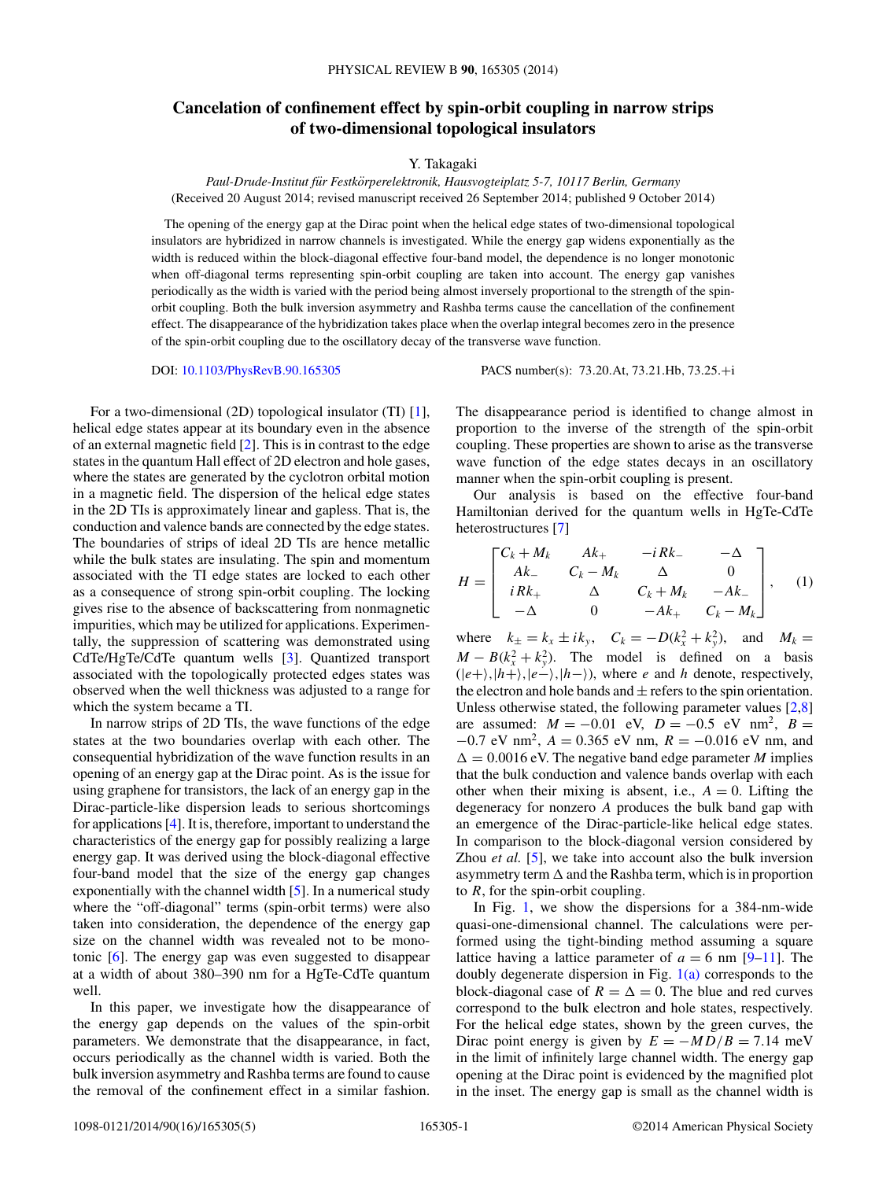# Cancelation of confinement effect by spin-orbit coupling in narrow strips of two-dimensional topological insulators

Y. Takagaki

*Paul-Drude-Institut für Festkörperelektronik, Hausvogteiplatz 5-7, 10117 Berlin, Germany*
(Received 20 August 2014; revised manuscript received 26 September 2014; published 9 October 2014)

The opening of the energy gap at the Dirac point when the helical edge states of two-dimensional topological insulators are hybridized in narrow channels is investigated. While the energy gap widens exponentially as the width is reduced within the block-diagonal effective four-band model, the dependence is no longer monotonic when off-diagonal terms representing spin-orbit coupling are taken into account. The energy gap vanishes periodically as the width is varied with the period being almost inversely proportional to the strength of the spin-orbit coupling. Both the bulk inversion asymmetry and Rashba terms cause the cancellation of the confinement effect. The disappearance of the hybridization takes place when the overlap integral becomes zero in the presence of the spin-orbit coupling due to the oscillatory decay of the transverse wave function.

DOI: 10.1103/PhysRevB.90.165305 PACS number(s): 73.20.At, 73.21.Hb, 73.25.+i

For a two-dimensional (2D) topological insulator (TI) [1], helical edge states appear at its boundary even in the absence of an external magnetic field [2]. This is in contrast to the edge states in the quantum Hall effect of 2D electron and hole gases, where the states are generated by the cyclotron orbital motion in a magnetic field. The dispersion of the helical edge states in the 2D TIs is approximately linear and gapless. That is, the conduction and valence bands are connected by the edge states. The boundaries of strips of ideal 2D TIs are hence metallic while the bulk states are insulating. The spin and momentum associated with the TI edge states are locked to each other as a consequence of strong spin-orbit coupling. The locking gives rise to the absence of backscattering from nonmagnetic impurities, which may be utilized for applications. Experimentally, the suppression of scattering was demonstrated using CdTe/HgTe/CdTe quantum wells [3]. Quantized transport associated with the topologically protected edges states was observed when the well thickness was adjusted to a range for which the system became a TI.

In narrow strips of 2D TIs, the wave functions of the edge states at the two boundaries overlap with each other. The consequential hybridization of the wave function results in an opening of an energy gap at the Dirac point. As is the issue for using graphene for transistors, the lack of an energy gap in the Dirac-particle-like dispersion leads to serious shortcomings for applications [4]. It is, therefore, important to understand the characteristics of the energy gap for possibly realizing a large energy gap. It was derived using the block-diagonal effective four-band model that the size of the energy gap changes exponentially with the channel width [5]. In a numerical study where the "off-diagonal" terms (spin-orbit terms) were also taken into consideration, the dependence of the energy gap size on the channel width was revealed not to be monotonic [6]. The energy gap was even suggested to disappear at a width of about 380–390 nm for a HgTe-CdTe quantum well.

In this paper, we investigate how the disappearance of the energy gap depends on the values of the spin-orbit parameters. We demonstrate that the disappearance, in fact, occurs periodically as the channel width is varied. Both the bulk inversion asymmetry and Rashba terms are found to cause the removal of the confinement effect in a similar fashion. The disappearance period is identified to change almost in proportion to the inverse of the strength of the spin-orbit coupling. These properties are shown to arise as the transverse wave function of the edge states decays in an oscillatory manner when the spin-orbit coupling is present.

Our analysis is based on the effective four-band Hamiltonian derived for the quantum wells in HgTe-CdTe heterostructures [7]

$$H = \begin{bmatrix} C_k + M_k & Ak_+ & -iRk_- & -\Delta \\ Ak_- & C_k - M_k & \Delta & 0 \\ iRk_+ & \Delta & C_k + M_k & -Ak_- \\ -\Delta & 0 & -Ak_+ & C_k - M_k \end{bmatrix}, \quad (1)$$

where $k_\pm = k_x \pm ik_y$, $C_k = -D(k_x^2 + k_y^2)$, and $M_k = M - B(k_x^2 + k_y^2)$. The model is defined on a basis $(|e+\rangle, |h+\rangle, |e-\rangle, |h-\rangle)$, where $e$ and $h$ denote, respectively, the electron and hole bands and $\pm$ refers to the spin orientation. Unless otherwise stated, the following parameter values [2,8] are assumed: $M = -0.01$ eV, $D = -0.5$ eV nm$^2$, $B = -0.7$ eV nm$^2$, $A = 0.365$ eV nm, $R = -0.016$ eV nm, and $\Delta = 0.0016$ eV. The negative band edge parameter $M$ implies that the bulk conduction and valence bands overlap with each other when their mixing is absent, i.e., $A = 0$. Lifting the degeneracy for nonzero $A$ produces the bulk band gap with an emergence of the Dirac-particle-like helical edge states. In comparison to the block-diagonal version considered by Zhou *et al.* [5], we take into account also the bulk inversion asymmetry term $\Delta$ and the Rashba term, which is in proportion to $R$, for the spin-orbit coupling.

In Fig. 1, we show the dispersions for a 384-nm-wide quasi-one-dimensional channel. The calculations were performed using the tight-binding method assuming a square lattice having a lattice parameter of $a = 6$ nm [9–11]. The doubly degenerate dispersion in Fig. 1(a) corresponds to the block-diagonal case of $R = \Delta = 0$. The blue and red curves correspond to the bulk electron and hole states, respectively. For the helical edge states, shown by the green curves, the Dirac point energy is given by $E = -MD/B = 7.14$ meV in the limit of infinitely large channel width. The energy gap opening at the Dirac point is evidenced by the magnified plot in the inset. The energy gap is small as the channel width is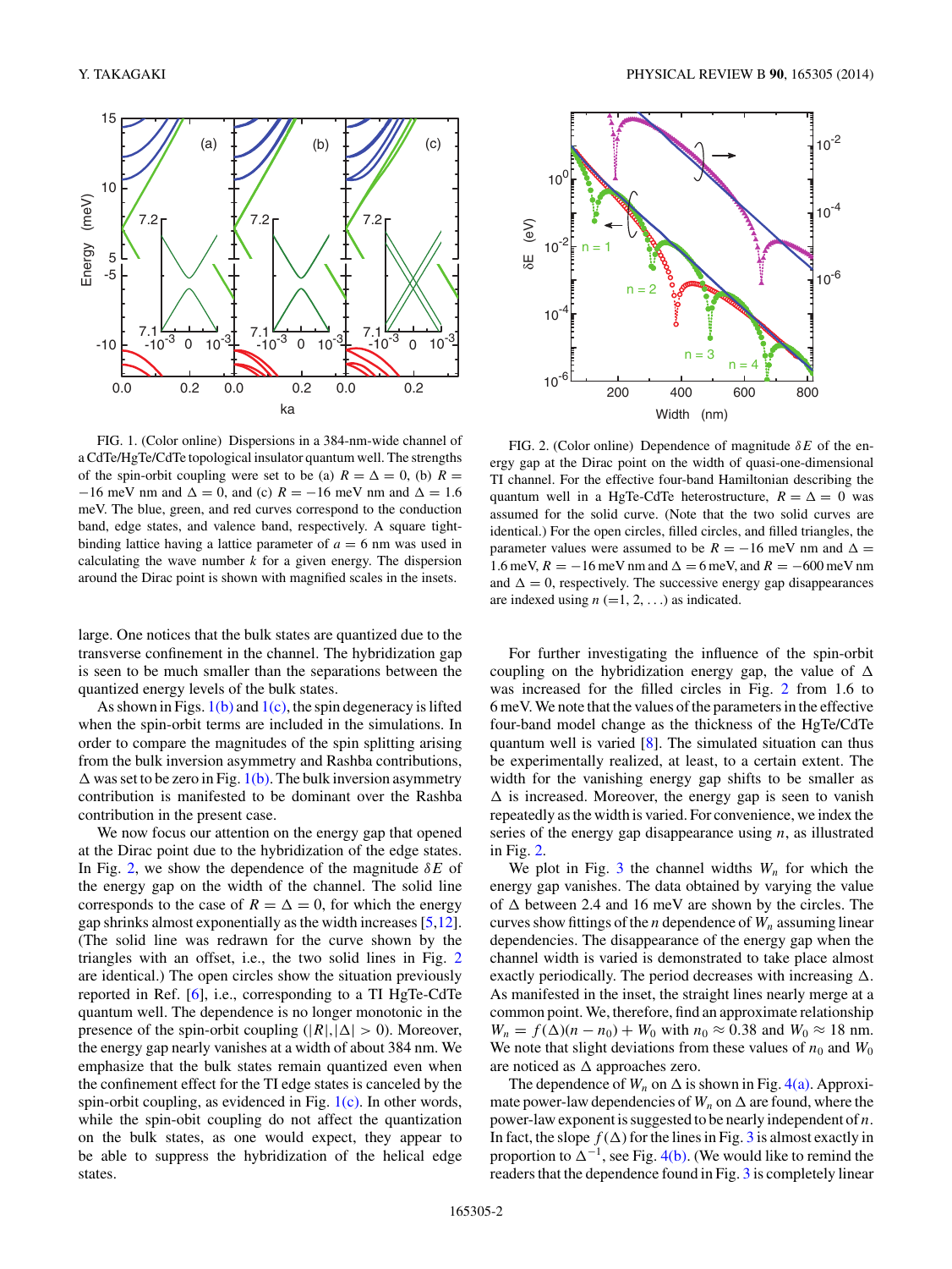FIG. 1. (Color online) Dispersions in a 384-nm-wide channel of a CdTe/HgTe/CdTe topological insulator quantum well. The strengths of the spin-orbit coupling were set to be (a) $R = \Delta = 0$, (b) $R = -16$ meV nm and $\Delta = 0$, and (c) $R = -16$ meV nm and $\Delta = 1.6$ meV. The blue, green, and red curves correspond to the conduction band, edge states, and valence band, respectively. A square tight-binding lattice having a lattice parameter of $a = 6$ nm was used in calculating the wave number $k$ for a given energy. The dispersion around the Dirac point is shown with magnified scales in the insets.

FIG. 2. (Color online) Dependence of magnitude $\delta E$ of the energy gap at the Dirac point on the width of quasi-one-dimensional TI channel. For the effective four-band Hamiltonian describing the quantum well in a HgTe-CdTe heterostructure, $R = \Delta = 0$ was assumed for the solid curve. (Note that the two solid curves are identical.) For the open circles, filled circles, and filled triangles, the parameter values were assumed to be $R = -16$ meV nm and $\Delta = 1.6$ meV, $R = -16$ meV nm and $\Delta = 6$ meV, and $R = -600$ meV nm and $\Delta = 0$, respectively. The successive energy gap disappearances are indexed using $n$ (=1, 2, ...) as indicated.

large. One notices that the bulk states are quantized due to the transverse confinement in the channel. The hybridization gap is seen to be much smaller than the separations between the quantized energy levels of the bulk states.

As shown in Figs. 1(b) and 1(c), the spin degeneracy is lifted when the spin-orbit terms are included in the simulations. In order to compare the magnitudes of the spin splitting arising from the bulk inversion asymmetry and Rashba contributions, $\Delta$ was set to be zero in Fig. 1(b). The bulk inversion asymmetry contribution is manifested to be dominant over the Rashba contribution in the present case.

We now focus our attention on the energy gap that opened at the Dirac point due to the hybridization of the edge states. In Fig. 2, we show the dependence of the magnitude $\delta E$ of the energy gap on the width of the channel. The solid line corresponds to the case of $R = \Delta = 0$, for which the energy gap shrinks almost exponentially as the width increases [5,12]. (The solid line was redrawn for the curve shown by the triangles with an offset, i.e., the two solid lines in Fig. 2 are identical.) The open circles show the situation previously reported in Ref. [6], i.e., corresponding to a TI HgTe-CdTe quantum well. The dependence is no longer monotonic in the presence of the spin-orbit coupling ($|R|,|\Delta| > 0$). Moreover, the energy gap nearly vanishes at a width of about 384 nm. We emphasize that the bulk states remain quantized even when the confinement effect for the TI edge states is canceled by the spin-orbit coupling, as evidenced in Fig. 1(c). In other words, while the spin-obit coupling do not affect the quantization on the bulk states, as one would expect, they appear to be able to suppress the hybridization of the helical edge states.

For further investigating the influence of the spin-orbit coupling on the hybridization energy gap, the value of $\Delta$ was increased for the filled circles in Fig. 2 from 1.6 to 6 meV. We note that the values of the parameters in the effective four-band model change as the thickness of the HgTe/CdTe quantum well is varied [8]. The simulated situation can thus be experimentally realized, at least, to a certain extent. The width for the vanishing energy gap shifts to be smaller as $\Delta$ is increased. Moreover, the energy gap is seen to vanish repeatedly as the width is varied. For convenience, we index the series of the energy gap disappearance using $n$, as illustrated in Fig. 2.

We plot in Fig. 3 the channel widths $W_n$ for which the energy gap vanishes. The data obtained by varying the value of $\Delta$ between 2.4 and 16 meV are shown by the circles. The curves show fittings of the $n$ dependence of $W_n$ assuming linear dependencies. The disappearance of the energy gap when the channel width is varied is demonstrated to take place almost exactly periodically. The period decreases with increasing $\Delta$. As manifested in the inset, the straight lines nearly merge at a common point. We, therefore, find an approximate relationship $W_n = f(\Delta)(n - n_0) + W_0$ with $n_0 \approx 0.38$ and $W_0 \approx 18$ nm. We note that slight deviations from these values of $n_0$ and $W_0$ are noticed as $\Delta$ approaches zero.

The dependence of $W_n$ on $\Delta$ is shown in Fig. 4(a). Approximate power-law dependencies of $W_n$ on $\Delta$ are found, where the power-law exponent is suggested to be nearly independent of $n$. In fact, the slope $f(\Delta)$ for the lines in Fig. 3 is almost exactly in proportion to $\Delta^{-1}$, see Fig. 4(b). (We would like to remind the readers that the dependence found in Fig. 3 is completely linear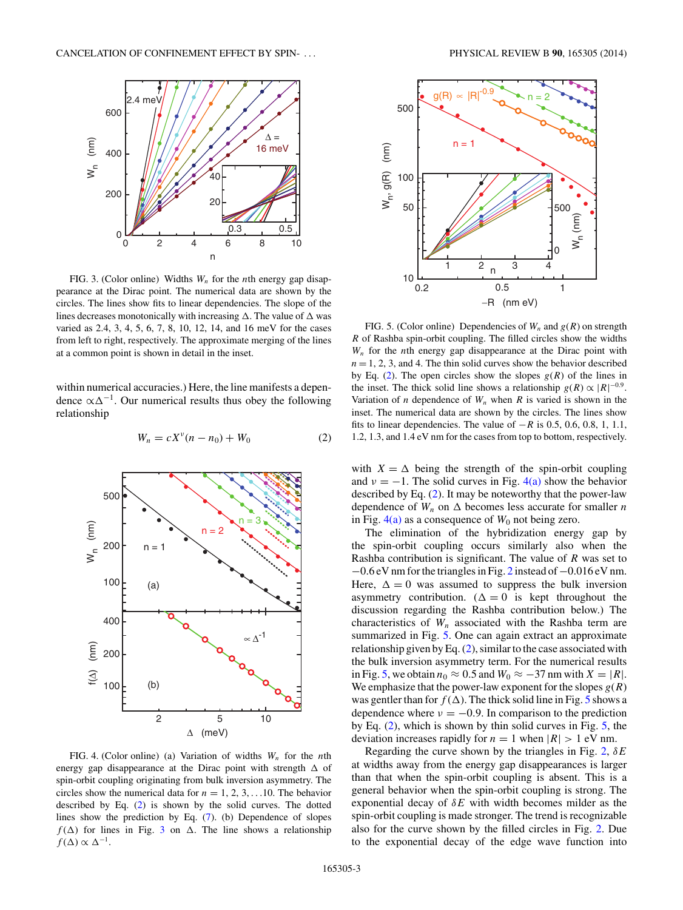FIG. 3. (Color online) Widths $W_n$ for the $n$th energy gap disappearance at the Dirac point. The numerical data are shown by the circles. The lines show fits to linear dependencies. The slope of the lines decreases monotonically with increasing $\Delta$. The value of $\Delta$ was varied as 2.4, 3, 4, 5, 6, 7, 8, 10, 12, 14, and 16 meV for the cases from left to right, respectively. The approximate merging of the lines at a common point is shown in detail in the inset.

within numerical accuracies.) Here, the line manifests a dependence $\propto \Delta^{-1}$. Our numerical results thus obey the following relationship

$$W_n = cX^{\nu}(n - n_0) + W_0 \tag{2}$$

FIG. 4. (Color online) (a) Variation of widths $W_n$ for the $n$th energy gap disappearance at the Dirac point with strength $\Delta$ of spin-orbit coupling originating from bulk inversion asymmetry. The circles show the numerical data for $n = 1, 2, 3, \ldots 10$. The behavior described by Eq. (2) is shown by the solid curves. The dotted lines show the prediction by Eq. (7). (b) Dependence of slopes $f(\Delta)$ for lines in Fig. 3 on $\Delta$. The line shows a relationship $f(\Delta) \propto \Delta^{-1}$.

FIG. 5. (Color online) Dependencies of $W_n$ and $g(R)$ on strength $R$ of Rashba spin-orbit coupling. The filled circles show the widths $W_n$ for the $n$th energy gap disappearance at the Dirac point with $n = 1, 2, 3,$ and 4. The thin solid curves show the behavior described by Eq. (2). The open circles show the slopes $g(R)$ of the lines in the inset. The thick solid line shows a relationship $g(R) \propto |R|^{-0.9}$. Variation of $n$ dependence of $W_n$ when $R$ is varied is shown in the inset. The numerical data are shown by the circles. The lines show fits to linear dependencies. The value of $-R$ is 0.5, 0.6, 0.8, 1, 1.1, 1.2, 1.3, and 1.4 eV nm for the cases from top to bottom, respectively.

with $X = \Delta$ being the strength of the spin-orbit coupling and $\nu = -1$. The solid curves in Fig. 4(a) show the behavior described by Eq. (2). It may be noteworthy that the power-law dependence of $W_n$ on $\Delta$ becomes less accurate for smaller $n$ in Fig. 4(a) as a consequence of $W_0$ not being zero.

The elimination of the hybridization energy gap by the spin-orbit coupling occurs similarly also when the Rashba contribution is significant. The value of $R$ was set to $-0.6$ eV nm for the triangles in Fig. 2 instead of $-0.016$ eV nm. Here, $\Delta = 0$ was assumed to suppress the bulk inversion asymmetry contribution. ($\Delta = 0$ is kept throughout the discussion regarding the Rashba contribution below.) The characteristics of $W_n$ associated with the Rashba term are summarized in Fig. 5. One can again extract an approximate relationship given by Eq. (2), similar to the case associated with the bulk inversion asymmetry term. For the numerical results in Fig. 5, we obtain $n_0 \approx 0.5$ and $W_0 \approx -37$ nm with $X = |R|$. We emphasize that the power-law exponent for the slopes $g(R)$ was gentler than for $f(\Delta)$. The thick solid line in Fig. 5 shows a dependence where $\nu = -0.9$. In comparison to the prediction by Eq. (2), which is shown by thin solid curves in Fig. 5, the deviation increases rapidly for $n = 1$ when $|R| > 1$ eV nm.

Regarding the curve shown by the triangles in Fig. 2, $\delta E$ at widths away from the energy gap disappearances is larger than that when the spin-orbit coupling is absent. This is a general behavior when the spin-orbit coupling is strong. The exponential decay of $\delta E$ with width becomes milder as the spin-orbit coupling is made stronger. The trend is recognizable also for the curve shown by the filled circles in Fig. 2. Due to the exponential decay of the edge wave function into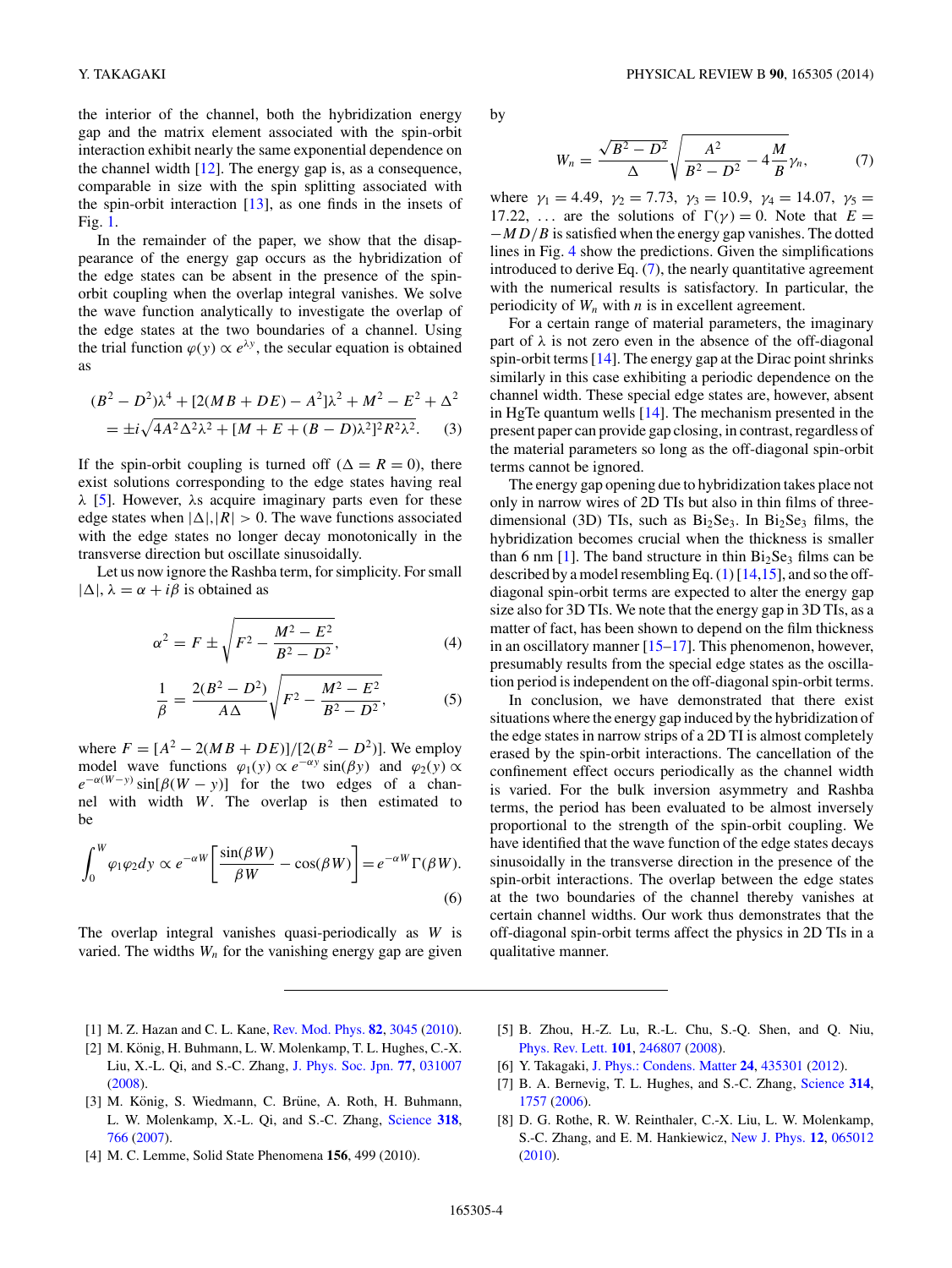the interior of the channel, both the hybridization energy gap and the matrix element associated with the spin-orbit interaction exhibit nearly the same exponential dependence on the channel width [12]. The energy gap is, as a consequence, comparable in size with the spin splitting associated with the spin-orbit interaction [13], as one finds in the insets of Fig. 1.

In the remainder of the paper, we show that the disappearance of the energy gap occurs as the hybridization of the edge states can be absent in the presence of the spin-orbit coupling when the overlap integral vanishes. We solve the wave function analytically to investigate the overlap of the edge states at the two boundaries of a channel. Using the trial function $\varphi(y) \propto e^{\lambda y}$, the secular equation is obtained as

$$(B^2 - D^2)\lambda^4 + [2(MB + DE) - A^2]\lambda^2 + M^2 - E^2 + \Delta^2$$
$$= \pm i\sqrt{4A^2\Delta^2\lambda^2 + [M + E + (B - D)\lambda^2]^2 R^2\lambda^2}. \quad (3)$$

If the spin-orbit coupling is turned off ($\Delta = R = 0$), there exist solutions corresponding to the edge states having real $\lambda$ [5]. However, $\lambda$s acquire imaginary parts even for these edge states when $|\Delta|, |R| > 0$. The wave functions associated with the edge states no longer decay monotonically in the transverse direction but oscillate sinusoidally.

Let us now ignore the Rashba term, for simplicity. For small $|\Delta|$, $\lambda = \alpha + i\beta$ is obtained as

$$\alpha^2 = F \pm \sqrt{F^2 - \frac{M^2 - E^2}{B^2 - D^2}}, \quad (4)$$

$$\frac{1}{\beta} = \frac{2(B^2 - D^2)}{A\Delta}\sqrt{F^2 - \frac{M^2 - E^2}{B^2 - D^2}}, \quad (5)$$

where $F = [A^2 - 2(MB + DE)]/[2(B^2 - D^2)]$. We employ model wave functions $\varphi_1(y) \propto e^{-\alpha y}\sin(\beta y)$ and $\varphi_2(y) \propto e^{-\alpha(W-y)}\sin[\beta(W - y)]$ for the two edges of a channel with width $W$. The overlap is then estimated to be

$$\int_0^W \varphi_1\varphi_2 dy \propto e^{-\alpha W}\left[\frac{\sin(\beta W)}{\beta W} - \cos(\beta W)\right] = e^{-\alpha W}\Gamma(\beta W). \quad (6)$$

The overlap integral vanishes quasi-periodically as $W$ is varied. The widths $W_n$ for the vanishing energy gap are given by

$$W_n = \frac{\sqrt{B^2 - D^2}}{\Delta}\sqrt{\frac{A^2}{B^2 - D^2} - 4\frac{M}{B}}\gamma_n, \quad (7)$$

where $\gamma_1 = 4.49$, $\gamma_2 = 7.73$, $\gamma_3 = 10.9$, $\gamma_4 = 14.07$, $\gamma_5 = 17.22$, ... are the solutions of $\Gamma(\gamma) = 0$. Note that $E = -MD/B$ is satisfied when the energy gap vanishes. The dotted lines in Fig. 4 show the predictions. Given the simplifications introduced to derive Eq. (7), the nearly quantitative agreement with the numerical results is satisfactory. In particular, the periodicity of $W_n$ with $n$ is in excellent agreement.

For a certain range of material parameters, the imaginary part of $\lambda$ is not zero even in the absence of the off-diagonal spin-orbit terms [14]. The energy gap at the Dirac point shrinks similarly in this case exhibiting a periodic dependence on the channel width. These special edge states are, however, absent in HgTe quantum wells [14]. The mechanism presented in the present paper can provide gap closing, in contrast, regardless of the material parameters so long as the off-diagonal spin-orbit terms cannot be ignored.

The energy gap opening due to hybridization takes place not only in narrow wires of 2D TIs but also in thin films of three-dimensional (3D) TIs, such as $Bi_2Se_3$. In $Bi_2Se_3$ films, the hybridization becomes crucial when the thickness is smaller than 6 nm [1]. The band structure in thin $Bi_2Se_3$ films can be described by a model resembling Eq. (1) [14,15], and so the off-diagonal spin-orbit terms are expected to alter the energy gap size also for 3D TIs. We note that the energy gap in 3D TIs, as a matter of fact, has been shown to depend on the film thickness in an oscillatory manner [15–17]. This phenomenon, however, presumably results from the special edge states as the oscillation period is independent on the off-diagonal spin-orbit terms.

In conclusion, we have demonstrated that there exist situations where the energy gap induced by the hybridization of the edge states in narrow strips of a 2D TI is almost completely erased by the spin-orbit interactions. The cancellation of the confinement effect occurs periodically as the channel width is varied. For the bulk inversion asymmetry and Rashba terms, the period has been evaluated to be almost inversely proportional to the strength of the spin-orbit coupling. We have identified that the wave function of the edge states decays sinusoidally in the transverse direction in the presence of the spin-orbit interactions. The overlap between the edge states at the two boundaries of the channel thereby vanishes at certain channel widths. Our work thus demonstrates that the off-diagonal spin-orbit terms affect the physics in 2D TIs in a qualitative manner.

---

[1] M. Z. Hazan and C. L. Kane, Rev. Mod. Phys. **82**, 3045 (2010).

[2] M. König, H. Buhmann, L. W. Molenkamp, T. L. Hughes, C.-X. Liu, X.-L. Qi, and S.-C. Zhang, J. Phys. Soc. Jpn. **77**, 031007 (2008).

[3] M. König, S. Wiedmann, C. Brüne, A. Roth, H. Buhmann, L. W. Molenkamp, X.-L. Qi, and S.-C. Zhang, Science **318**, 766 (2007).

[4] M. C. Lemme, Solid State Phenomena **156**, 499 (2010).

[5] B. Zhou, H.-Z. Lu, R.-L. Chu, S.-Q. Shen, and Q. Niu, Phys. Rev. Lett. **101**, 246807 (2008).

[6] Y. Takagaki, J. Phys.: Condens. Matter **24**, 435301 (2012).

[7] B. A. Bernevig, T. L. Hughes, and S.-C. Zhang, Science **314**, 1757 (2006).

[8] D. G. Rothe, R. W. Reinthaler, C.-X. Liu, L. W. Molenkamp, S.-C. Zhang, and E. M. Hankiewicz, New J. Phys. **12**, 065012 (2010).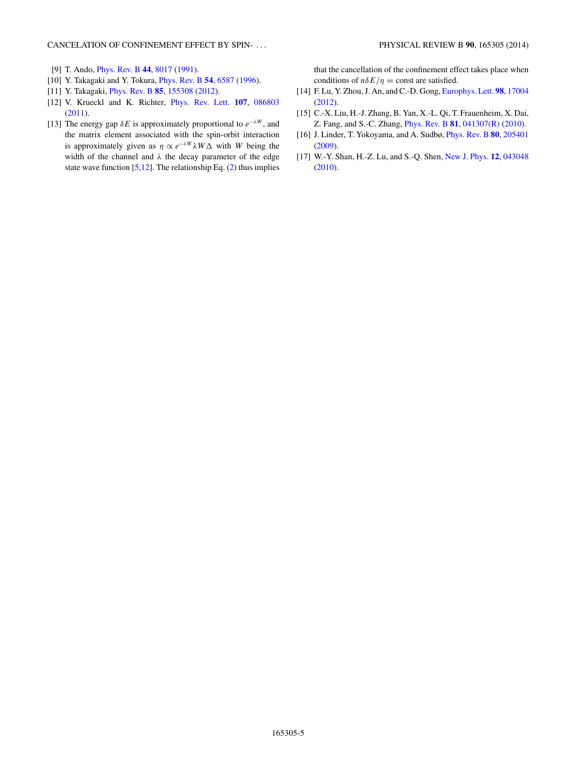[9] T. Ando, Phys. Rev. B **44**, 8017 (1991).

[10] Y. Takagaki and Y. Tokura, Phys. Rev. B **54**, 6587 (1996).

[11] Y. Takagaki, Phys. Rev. B **85**, 155308 (2012).

[12] V. Krueckl and K. Richter, Phys. Rev. Lett. **107**, 086803 (2011).

[13] The energy gap $\delta E$ is approximately proportional to $e^{-\lambda W}$, and the matrix element associated with the spin-orbit interaction is approximately given as $\eta \propto e^{-\lambda W} \lambda W \Delta$ with $W$ being the width of the channel and $\lambda$ the decay parameter of the edge state wave function [5,12]. The relationship Eq. (2) thus implies that the cancellation of the confinement effect takes place when conditions of $n\delta E/\eta =$ const are satisfied.

[14] F. Lu, Y. Zhou, J. An, and C.-D. Gong, Europhys. Lett. **98**, 17004 (2012).

[15] C.-X. Liu, H.-J. Zhang, B. Yan, X.-L. Qi, T. Frauenheim, X. Dai, Z. Fang, and S.-C. Zhang, Phys. Rev. B **81**, 041307(R) (2010).

[16] J. Linder, T. Yokoyama, and A. Sudbø, Phys. Rev. B **80**, 205401 (2009).

[17] W.-Y. Shan, H.-Z. Lu, and S.-Q. Shen, New J. Phys. **12**, 043048 (2010).